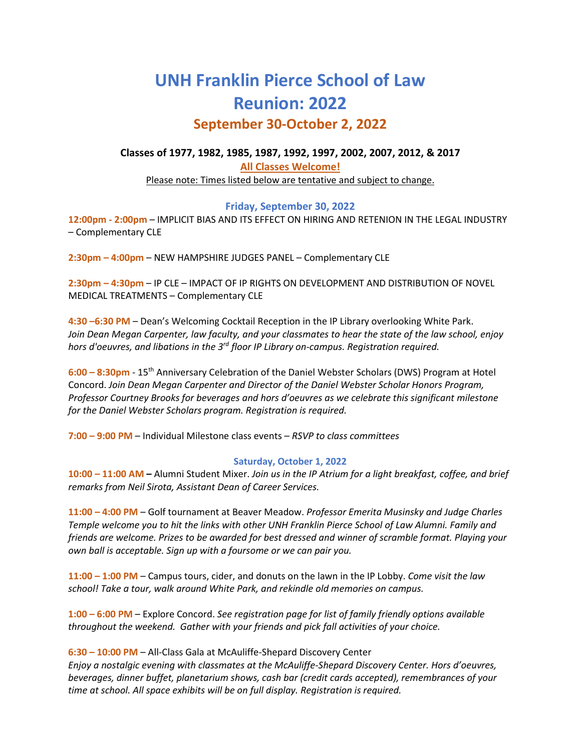# UNH Franklin Pierce School of Law
# Reunion: 2022

## September 30-October 2, 2022

**Classes of 1977, 1982, 1985, 1987, 1992, 1997, 2002, 2007, 2012, & 2017**

**All Classes Welcome!**

Please note: Times listed below are tentative and subject to change.

### Friday, September 30, 2022

**12:00pm - 2:00pm** – IMPLICIT BIAS AND ITS EFFECT ON HIRING AND RETENION IN THE LEGAL INDUSTRY – Complementary CLE

**2:30pm – 4:00pm** – NEW HAMPSHIRE JUDGES PANEL – Complementary CLE

**2:30pm – 4:30pm** – IP CLE – IMPACT OF IP RIGHTS ON DEVELOPMENT AND DISTRIBUTION OF NOVEL MEDICAL TREATMENTS – Complementary CLE

**4:30 –6:30 PM** – Dean's Welcoming Cocktail Reception in the IP Library overlooking White Park. *Join Dean Megan Carpenter, law faculty, and your classmates to hear the state of the law school, enjoy hors d'oeuvres, and libations in the 3rd floor IP Library on-campus. Registration required.*

**6:00 – 8:30pm** - 15th Anniversary Celebration of the Daniel Webster Scholars (DWS) Program at Hotel Concord. *Join Dean Megan Carpenter and Director of the Daniel Webster Scholar Honors Program, Professor Courtney Brooks for beverages and hors d'oeuvres as we celebrate this significant milestone for the Daniel Webster Scholars program. Registration is required.*

**7:00 – 9:00 PM** – Individual Milestone class events – *RSVP to class committees*

### Saturday, October 1, 2022

**10:00 – 11:00 AM –** Alumni Student Mixer. *Join us in the IP Atrium for a light breakfast, coffee, and brief remarks from Neil Sirota, Assistant Dean of Career Services.*

**11:00 – 4:00 PM** – Golf tournament at Beaver Meadow. *Professor Emerita Musinsky and Judge Charles Temple welcome you to hit the links with other UNH Franklin Pierce School of Law Alumni. Family and friends are welcome. Prizes to be awarded for best dressed and winner of scramble format. Playing your own ball is acceptable. Sign up with a foursome or we can pair you.*

**11:00 – 1:00 PM** – Campus tours, cider, and donuts on the lawn in the IP Lobby. *Come visit the law school! Take a tour, walk around White Park, and rekindle old memories on campus.*

**1:00 – 6:00 PM** – Explore Concord. *See registration page for list of family friendly options available throughout the weekend. Gather with your friends and pick fall activities of your choice.*

**6:30 – 10:00 PM** – All-Class Gala at McAuliffe-Shepard Discovery Center
*Enjoy a nostalgic evening with classmates at the McAuliffe-Shepard Discovery Center. Hors d'oeuvres, beverages, dinner buffet, planetarium shows, cash bar (credit cards accepted), remembrances of your time at school. All space exhibits will be on full display. Registration is required.*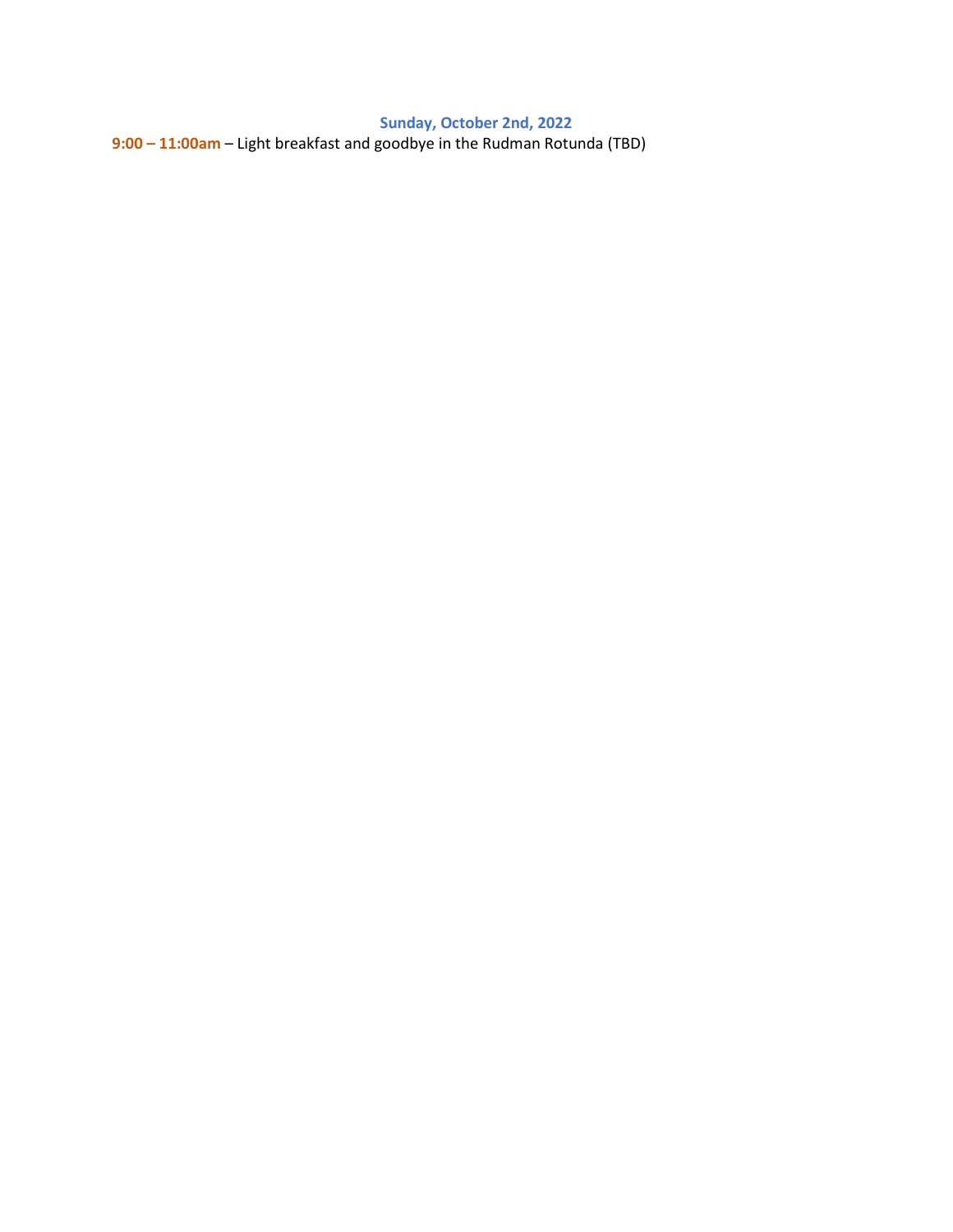**Sunday, October 2nd, 2022**

**9:00 – 11:00am** – Light breakfast and goodbye in the Rudman Rotunda (TBD)